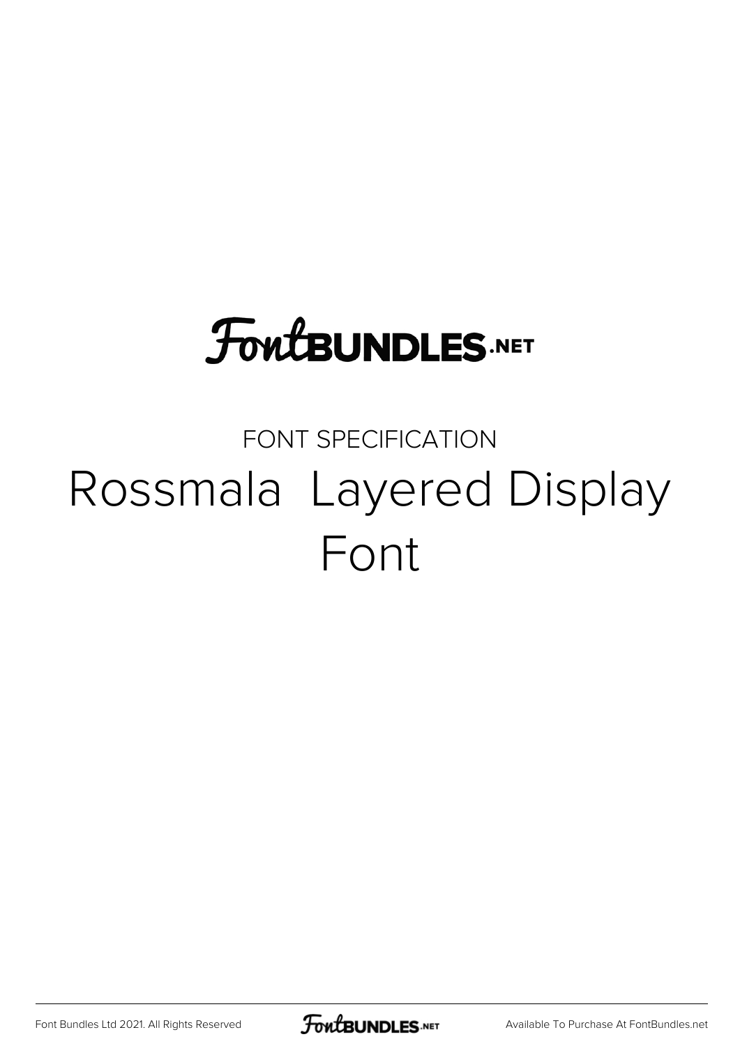FontBUNDLES.NET

FONT SPECIFICATION

# Rossmala  Layered Display Font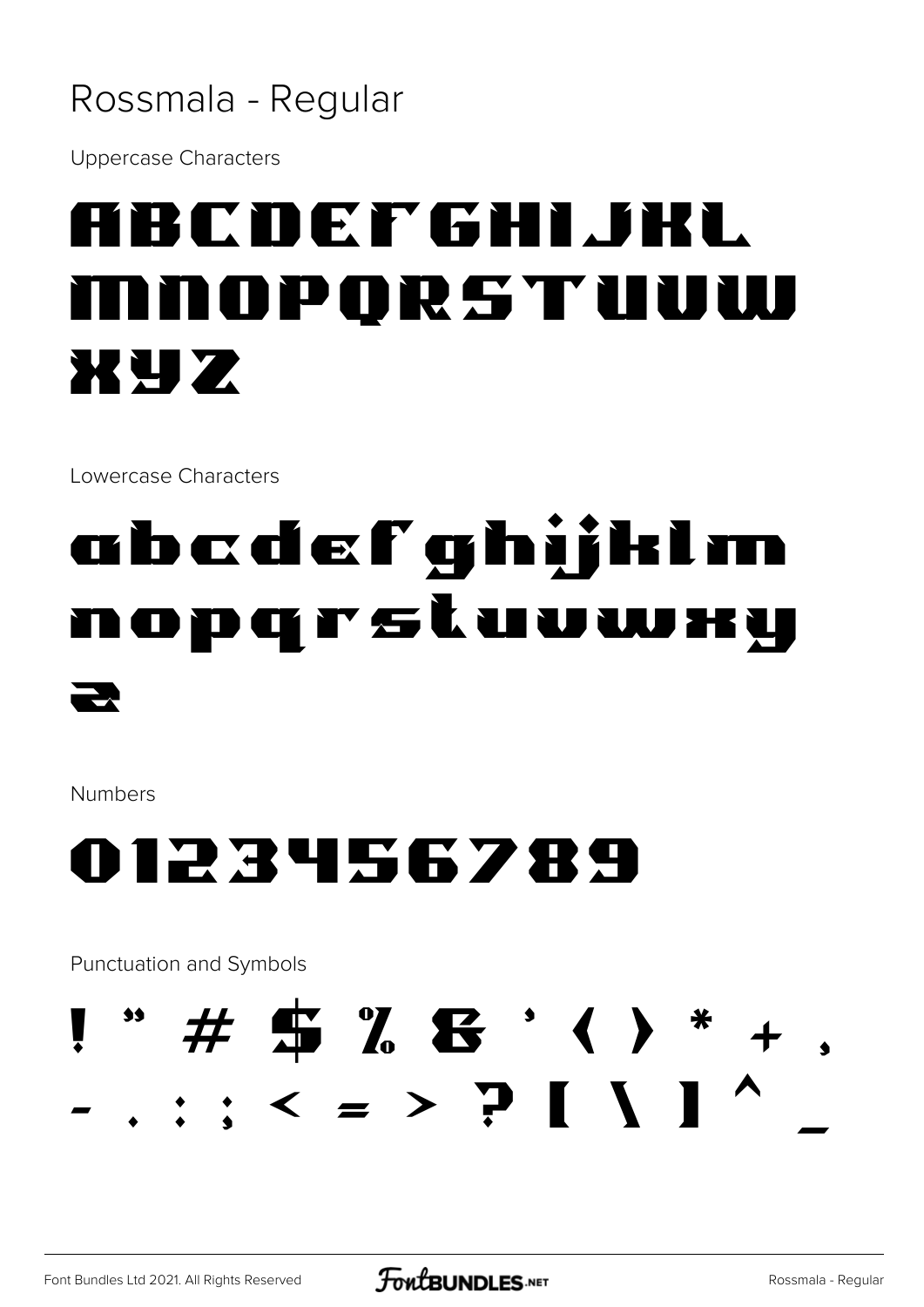# Rossmala - Regular

Uppercase Characters

ABCDEFGHIJKL
MNOPQRSTUVW
XYZ

Lowercase Characters

abcdefghijklm
nopqrstuvwxy
z

Numbers

0123456789

Punctuation and Symbols

! " # $ % & ' ( ) * + ,
- . : ; < = > ? [ \ ] ^ _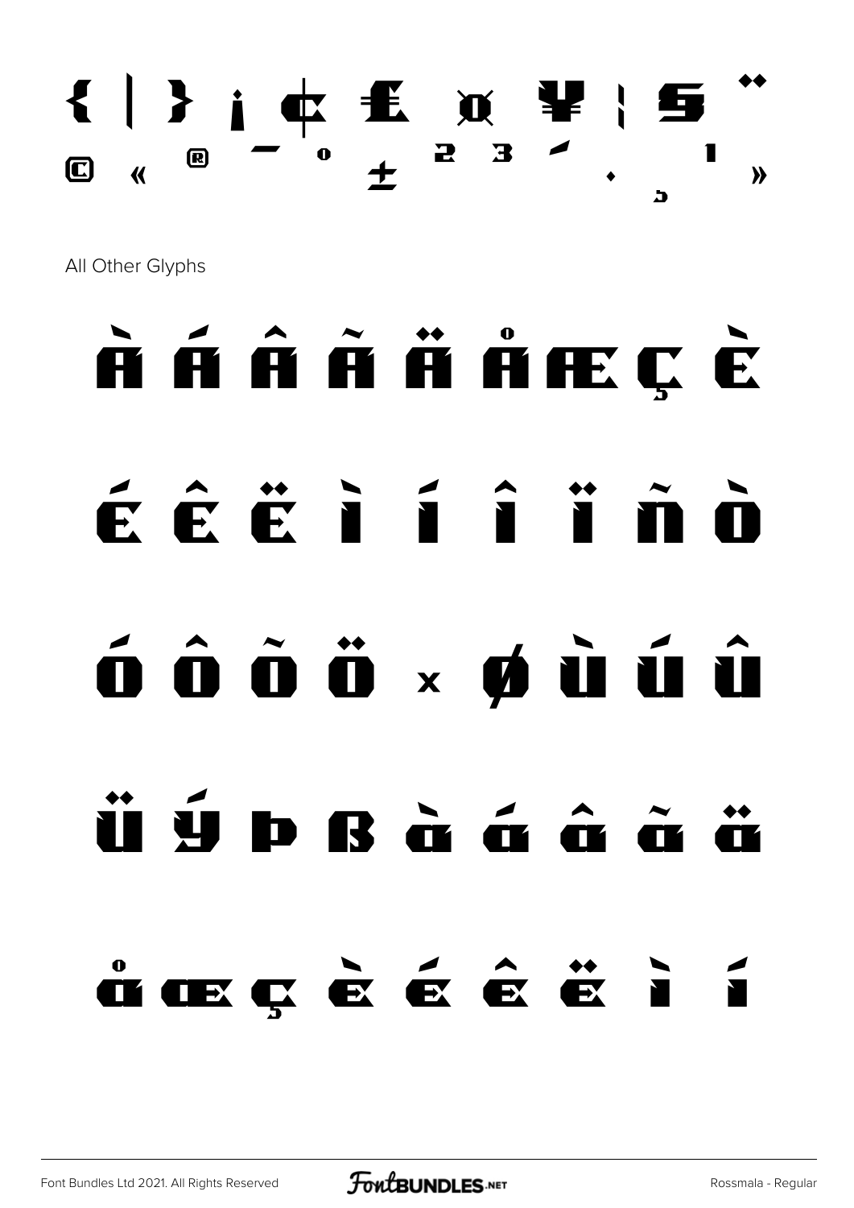{ | } ¡ ¢ £ ¤ ¥ ¦ § ¨

© « ® ¯ ° ± ² ³ ´ · ¸ ¹ »

All Other Glyphs

À Á Â Ã Ä Å Æ Ç È

É Ê Ë Ì Í Î Ï Ñ Ò

Ó Ô Õ Ö × Ø Ù Ú Û

Ü Ý Þ ß à á â ã ä

å æ ç è é ê ë ì í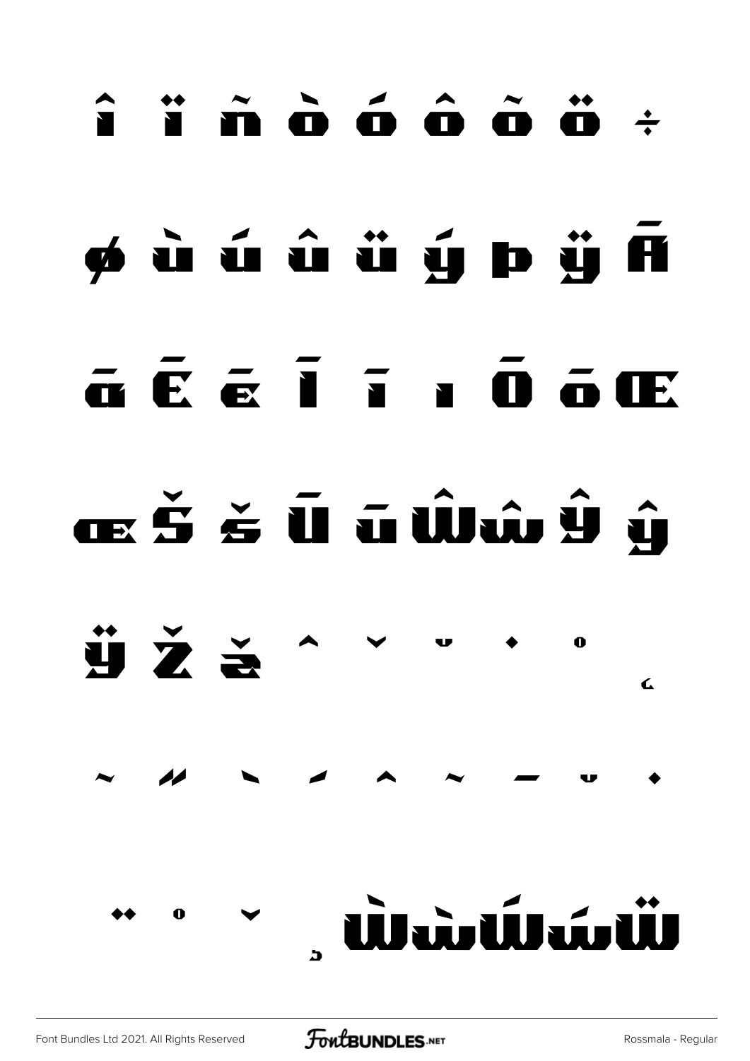î ï ñ ò ó ô õ ö ÷

ø ù ú û ü ý þ ÿ Ā

ā Ē ē Ī ī ı Ō ō Œ

œ Š š Ū ū Ŵ ŵ Ŷ ŷ

Ÿ Ž ž ˆ ˇ ˘ ˙ ˚ ˛

˜ ˝ ̀ ́ ̂ ̃ ̄ ̆ ̇

̈ ̊ ̌ ̧ Ẁ ẁ Ẃ ẃ Ẅ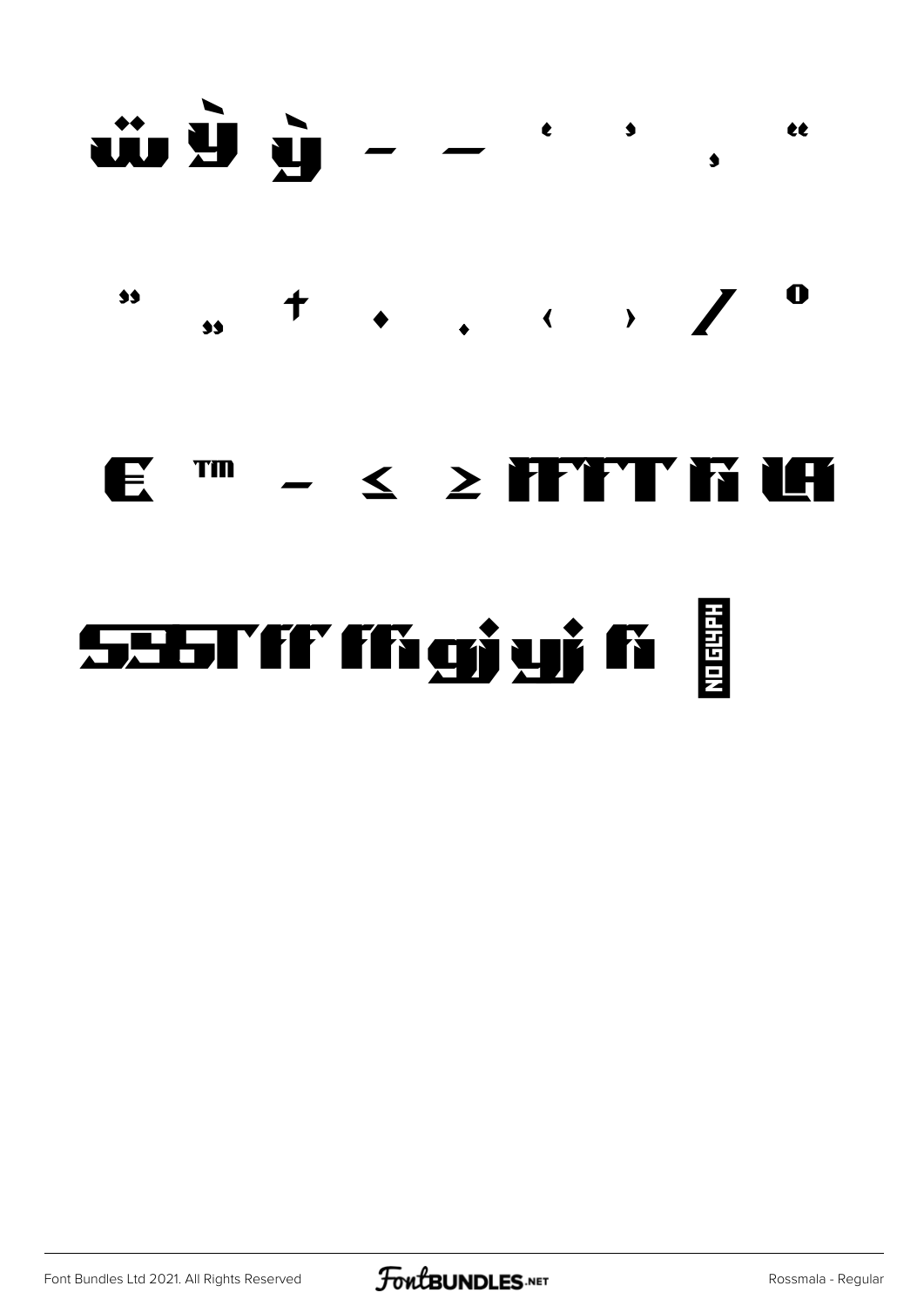ẅ Ỳ ỳ – — ' ' ‚ "

" „ † • . ‹ › ⁄ ⁰

€ ™ − ≤ ≥ ﬀ ﬁ ﬂ

ﬃ ﬄ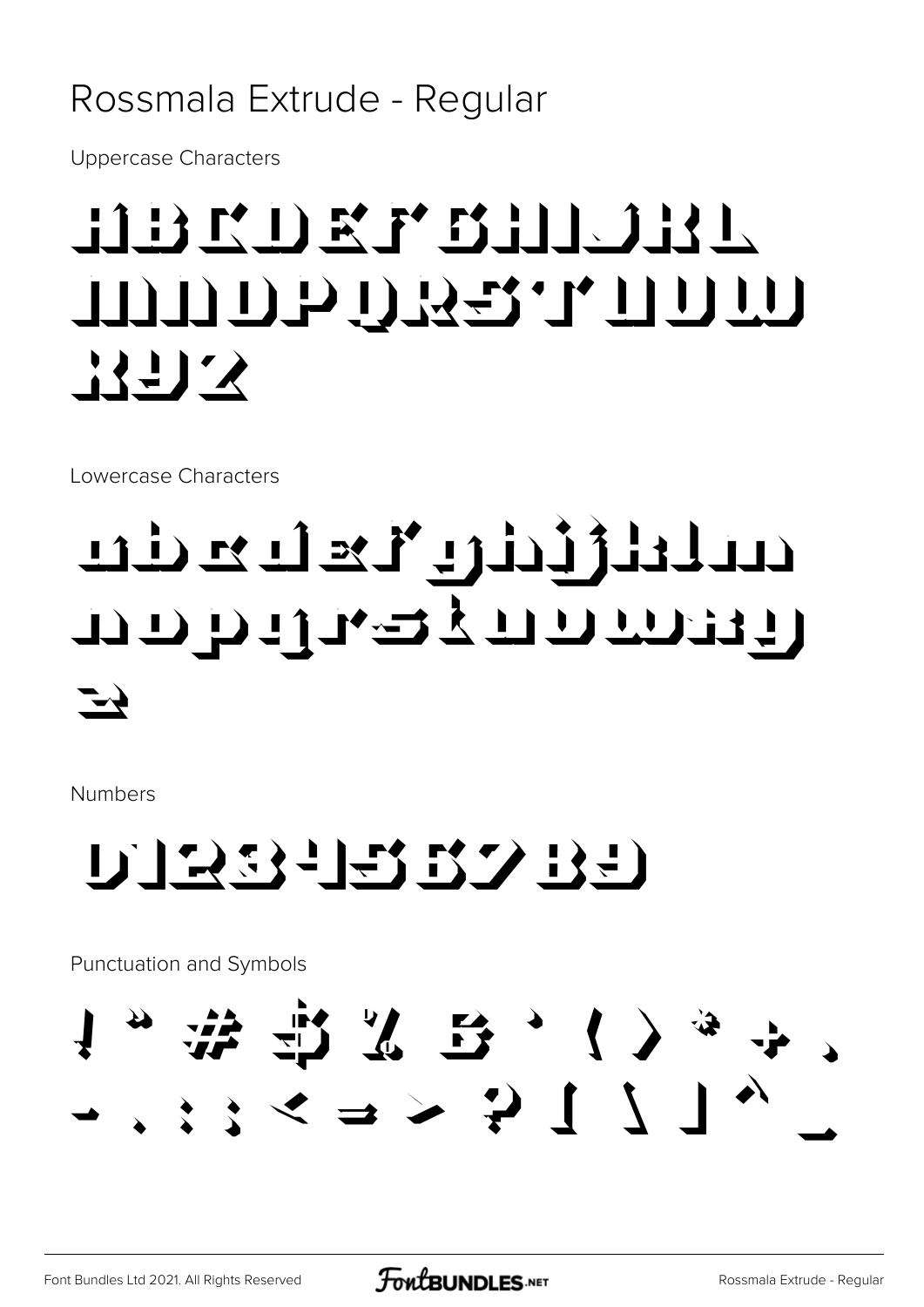# Rossmala Extrude - Regular

Uppercase Characters

ABCDEFGHIJKL
MNOPQRSTUVW
XYZ

Lowercase Characters

abcdefghijklm
nopqrstuvwxy
z

Numbers

0123456789

Punctuation and Symbols

! " # $ % & ' ( ) * + ,
- . : ; < = > ? [ \ ] ^ _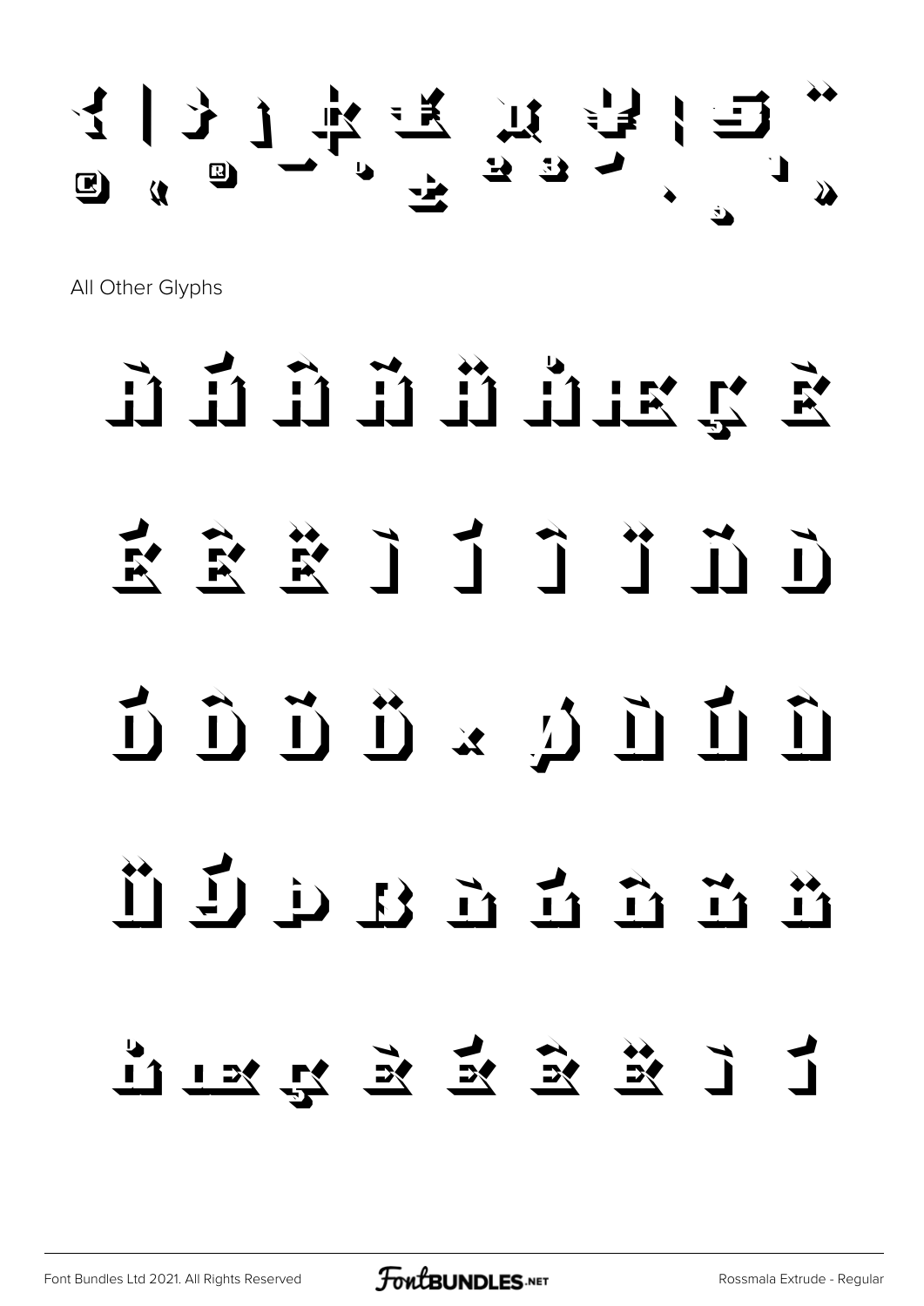All Other Glyphs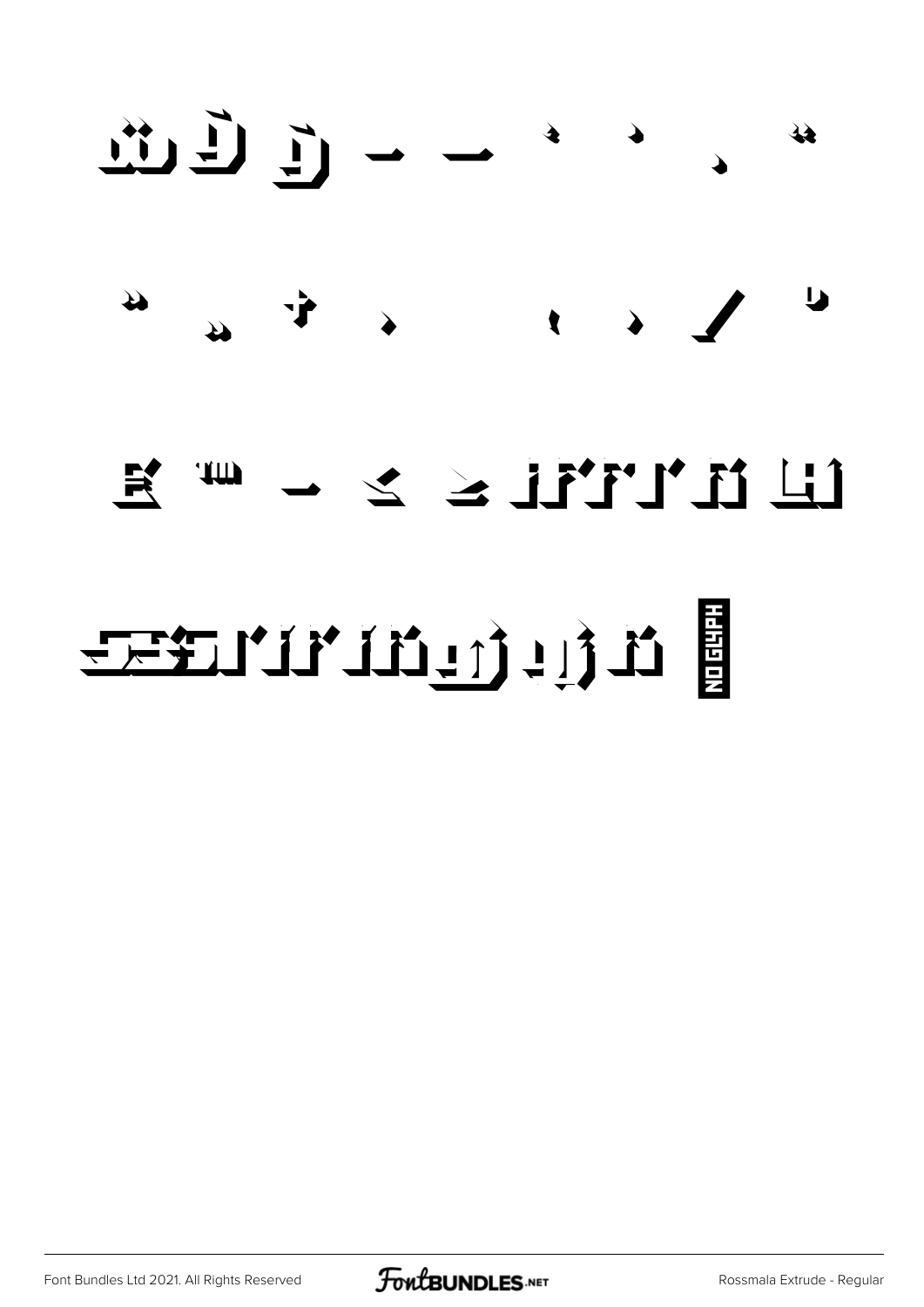NO GLYPH